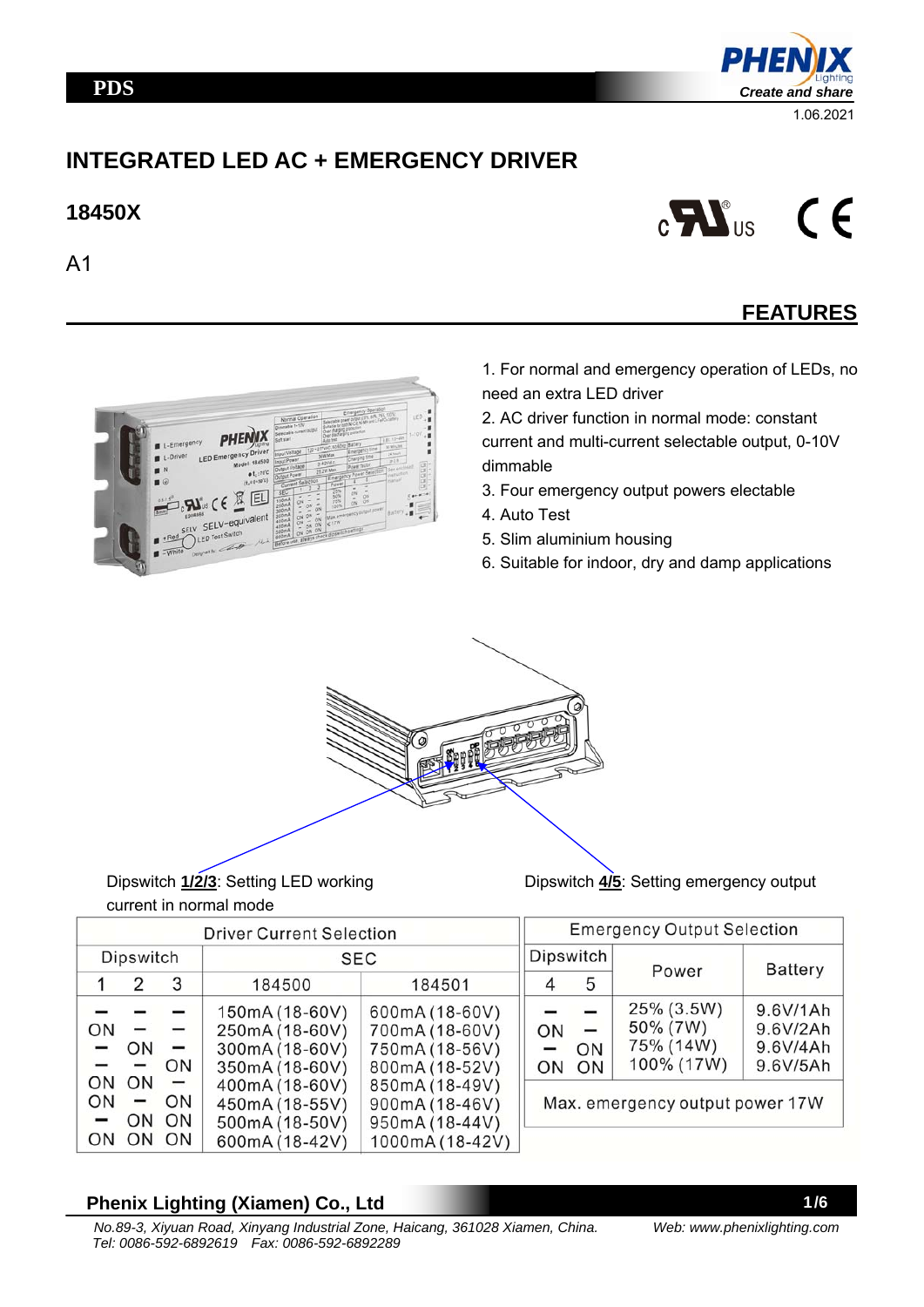# INTEGRATED LED AC + EMERGENCY DRIVER

## 18450X

A1

## FEATURES

1. For normal and emergency operation of LEDs, no need an extra LED driver
2. AC driver function in normal mode: constant current and multi-current selectable output, 0-10V dimmable
3. Four emergency output powers electable
4. Auto Test
5. Slim aluminium housing
6. Suitable for indoor, dry and damp applications

Dipswitch **1/2/3**: Setting LED working current in normal mode

Dipswitch **4/5**: Setting emergency output

| Driver Current Selection | | | | |
|---|---|---|---|---|
| Dipswitch | | | SEC | |
| 1 | 2 | 3 | 184500 | 184501 |
| – | – | – | 150mA (18-60V) | 600mA (18-60V) |
| ON | – | – | 250mA (18-60V) | 700mA (18-60V) |
| – | ON | – | 300mA (18-60V) | 750mA (18-56V) |
| – | – | ON | 350mA (18-60V) | 800mA (18-52V) |
| ON | ON | – | 400mA (18-60V) | 850mA (18-49V) |
| ON | – | ON | 450mA (18-55V) | 900mA (18-46V) |
| – | ON | ON | 500mA (18-50V) | 950mA (18-44V) |
| ON | ON | ON | 600mA (18-42V) | 1000mA (18-42V) |

| Emergency Output Selection | | | |
|---|---|---|---|
| Dipswitch | | Power | Battery |
| 4 | 5 | | |
| – | – | 25% (3.5W) | 9.6V/1Ah |
| ON | – | 50% (7W) | 9.6V/2Ah |
| – | ON | 75% (14W) | 9.6V/4Ah |
| ON | ON | 100% (17W) | 9.6V/5Ah |
| Max. emergency output power 17W | | | |

**Phenix Lighting (Xiamen) Co., Ltd**

*No.89-3, Xiyuan Road, Xinyang Industrial Zone, Haicang, 361028 Xiamen, China.*
*Tel: 0086-592-6892619 Fax: 0086-592-6892289*
*Web: www.phenixlighting.com*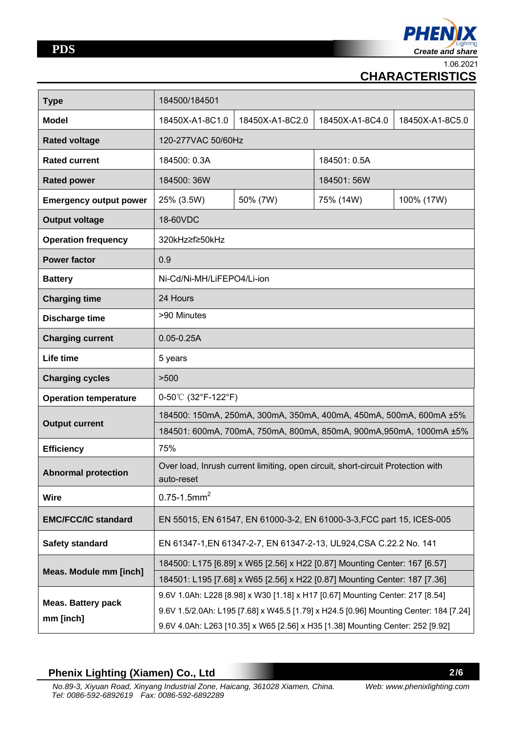1.06.2021

## CHARACTERISTICS

| **Type** | 184500/184501 | | | |
|---|---|---|---|---|
| **Model** | 18450X-A1-8C1.0 | 18450X-A1-8C2.0 | 18450X-A1-8C4.0 | 18450X-A1-8C5.0 |
| **Rated voltage** | 120-277VAC 50/60Hz | | | |
| **Rated current** | 184500: 0.3A | | 184501: 0.5A | |
| **Rated power** | 184500: 36W | | 184501: 56W | |
| **Emergency output power** | 25% (3.5W) | 50% (7W) | 75% (14W) | 100% (17W) |
| **Output voltage** | 18-60VDC | | | |
| **Operation frequency** | 320kHz≥f≥50kHz | | | |
| **Power factor** | 0.9 | | | |
| **Battery** | Ni-Cd/Ni-MH/LiFEPO4/Li-ion | | | |
| **Charging time** | 24 Hours | | | |
| **Discharge time** | >90 Minutes | | | |
| **Charging current** | 0.05-0.25A | | | |
| **Life time** | 5 years | | | |
| **Charging cycles** | >500 | | | |
| **Operation temperature** | 0-50℃ (32°F-122°F) | | | |
| **Output current** | 184500: 150mA, 250mA, 300mA, 350mA, 400mA, 450mA, 500mA, 600mA ±5% | | | |
| | 184501: 600mA, 700mA, 750mA, 800mA, 850mA, 900mA,950mA, 1000mA ±5% | | | |
| **Efficiency** | 75% | | | |
| **Abnormal protection** | Over load, Inrush current limiting, open circuit, short-circuit Protection with auto-reset | | | |
| **Wire** | 0.75-1.5mm$^2$ | | | |
| **EMC/FCC/IC standard** | EN 55015, EN 61547, EN 61000-3-2, EN 61000-3-3,FCC part 15, ICES-005 | | | |
| **Safety standard** | EN 61347-1,EN 61347-2-7, EN 61347-2-13, UL924,CSA C.22.2 No. 141 | | | |
| **Meas. Module mm [inch]** | 184500: L175 [6.89] x W65 [2.56] x H22 [0.87] Mounting Center: 167 [6.57] | | | |
| | 184501: L195 [7.68] x W65 [2.56] x H22 [0.87] Mounting Center: 187 [7.36] | | | |
| **Meas. Battery pack mm [inch]** | 9.6V 1.0Ah: L228 [8.98] x W30 [1.18] x H17 [0.67] Mounting Center: 217 [8.54] | | | |
| | 9.6V 1.5/2.0Ah: L195 [7.68] x W45.5 [1.79] x H24.5 [0.96] Mounting Center: 184 [7.24] | | | |
| | 9.6V 4.0Ah: L263 [10.35] x W65 [2.56] x H35 [1.38] Mounting Center: 252 [9.92] | | | |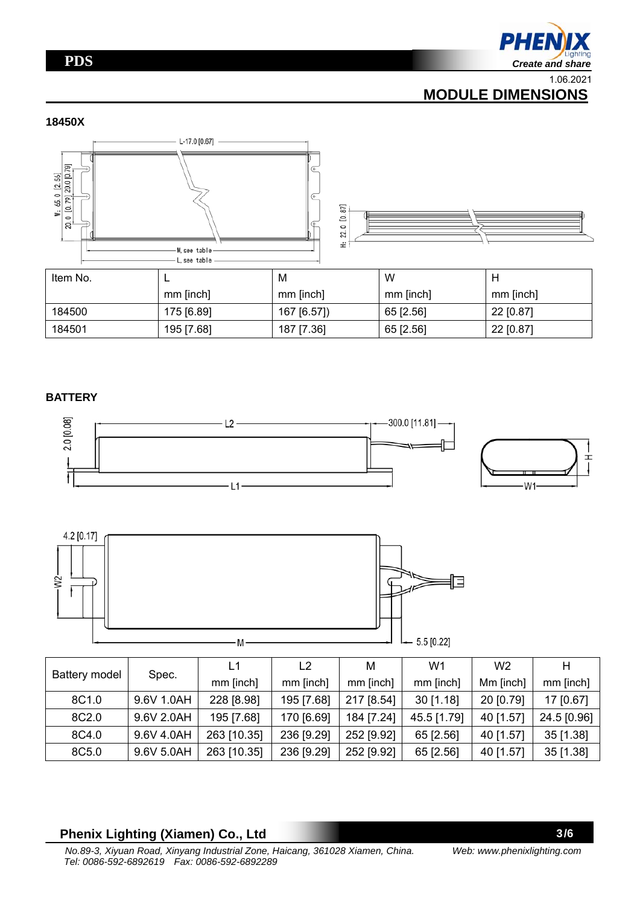## MODULE DIMENSIONS

1.06.2021

### 18450X

| Item No. | L<br>mm [inch] | M<br>mm [inch] | W<br>mm [inch] | H<br>mm [inch] |
|---|---|---|---|---|
| 184500 | 175 [6.89] | 167 [6.57]) | 65 [2.56] | 22 [0.87] |
| 184501 | 195 [7.68] | 187 [7.36] | 65 [2.56] | 22 [0.87] |

### BATTERY

| Battery model | Spec. | L1<br>mm [inch] | L2<br>mm [inch] | M<br>mm [inch] | W1<br>mm [inch] | W2<br>Mm [inch] | H<br>mm [inch] |
|---|---|---|---|---|---|---|---|
| 8C1.0 | 9.6V 1.0AH | 228 [8.98] | 195 [7.68] | 217 [8.54] | 30 [1.18] | 20 [0.79] | 17 [0.67] |
| 8C2.0 | 9.6V 2.0AH | 195 [7.68] | 170 [6.69] | 184 [7.24] | 45.5 [1.79] | 40 [1.57] | 24.5 [0.96] |
| 8C4.0 | 9.6V 4.0AH | 263 [10.35] | 236 [9.29] | 252 [9.92] | 65 [2.56] | 40 [1.57] | 35 [1.38] |
| 8C5.0 | 9.6V 5.0AH | 263 [10.35] | 236 [9.29] | 252 [9.92] | 65 [2.56] | 40 [1.57] | 35 [1.38] |

**Phenix Lighting (Xiamen) Co., Ltd**

*No.89-3, Xiyuan Road, Xinyang Industrial Zone, Haicang, 361028 Xiamen, China.*
*Tel: 0086-592-6892619 Fax: 0086-592-6892289*
*Web: www.phenixlighting.com*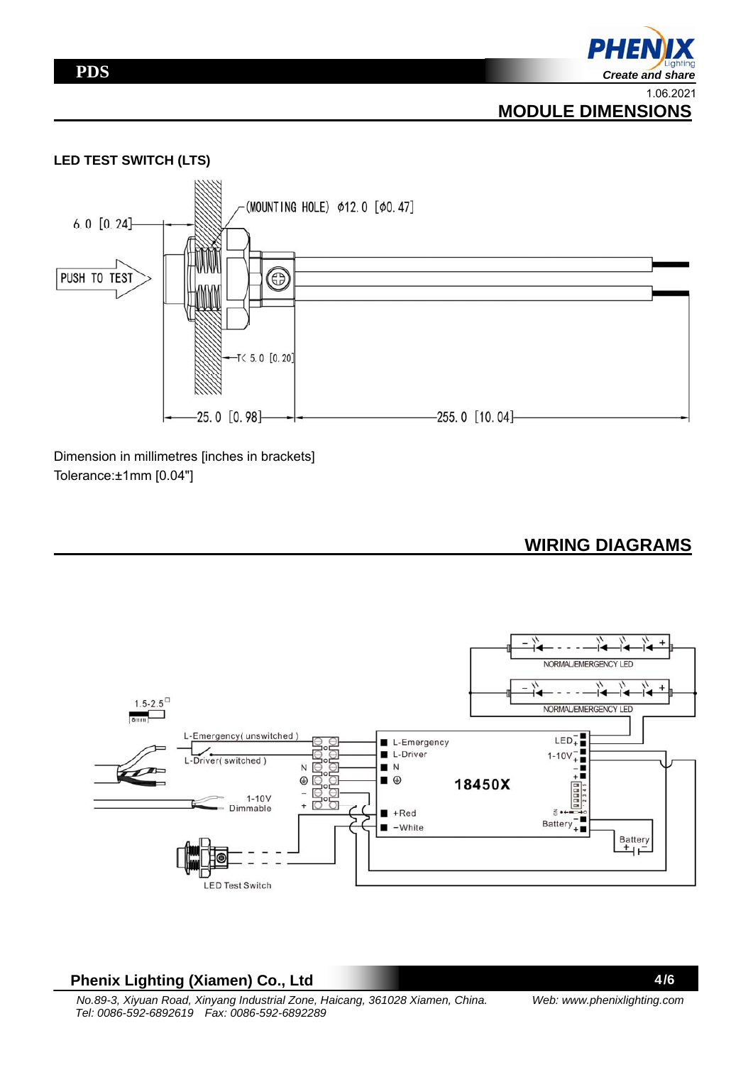## MODULE DIMENSIONS

### LED TEST SWITCH (LTS)

Dimension in millimetres [inches in brackets]
Tolerance:±1mm [0.04"]

## WIRING DIAGRAMS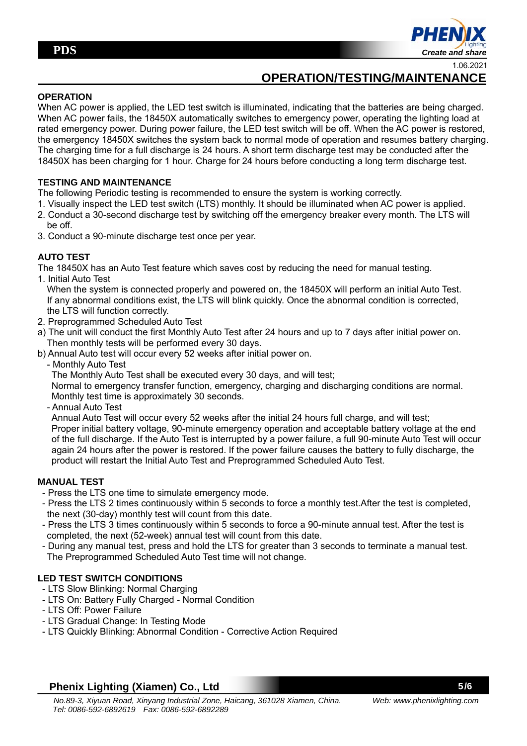## OPERATION/TESTING/MAINTENANCE

### OPERATION

When AC power is applied, the LED test switch is illuminated, indicating that the batteries are being charged. When AC power fails, the 18450X automatically switches to emergency power, operating the lighting load at rated emergency power. During power failure, the LED test switch will be off. When the AC power is restored, the emergency 18450X switches the system back to normal mode of operation and resumes battery charging. The charging time for a full discharge is 24 hours. A short term discharge test may be conducted after the 18450X has been charging for 1 hour. Charge for 24 hours before conducting a long term discharge test.

### TESTING AND MAINTENANCE

The following Periodic testing is recommended to ensure the system is working correctly.

1. Visually inspect the LED test switch (LTS) monthly. It should be illuminated when AC power is applied.
2. Conduct a 30-second discharge test by switching off the emergency breaker every month. The LTS will be off.
3. Conduct a 90-minute discharge test once per year.

### AUTO TEST

The 18450X has an Auto Test feature which saves cost by reducing the need for manual testing.

1. Initial Auto Test

   When the system is connected properly and powered on, the 18450X will perform an initial Auto Test. If any abnormal conditions exist, the LTS will blink quickly. Once the abnormal condition is corrected, the LTS will function correctly.

2. Preprogrammed Scheduled Auto Test

a) The unit will conduct the first Monthly Auto Test after 24 hours and up to 7 days after initial power on. Then monthly tests will be performed every 30 days.

b) Annual Auto test will occur every 52 weeks after initial power on.

- Monthly Auto Test

  The Monthly Auto Test shall be executed every 30 days, and will test;
  Normal to emergency transfer function, emergency, charging and discharging conditions are normal. Monthly test time is approximately 30 seconds.

- Annual Auto Test

  Annual Auto Test will occur every 52 weeks after the initial 24 hours full charge, and will test;
  Proper initial battery voltage, 90-minute emergency operation and acceptable battery voltage at the end of the full discharge. If the Auto Test is interrupted by a power failure, a full 90-minute Auto Test will occur again 24 hours after the power is restored. If the power failure causes the battery to fully discharge, the product will restart the Initial Auto Test and Preprogrammed Scheduled Auto Test.

### MANUAL TEST

- Press the LTS one time to simulate emergency mode.
- Press the LTS 2 times continuously within 5 seconds to force a monthly test.After the test is completed, the next (30-day) monthly test will count from this date.
- Press the LTS 3 times continuously within 5 seconds to force a 90-minute annual test. After the test is completed, the next (52-week) annual test will count from this date.
- During any manual test, press and hold the LTS for greater than 3 seconds to terminate a manual test. The Preprogrammed Scheduled Auto Test time will not change.

### LED TEST SWITCH CONDITIONS

- LTS Slow Blinking: Normal Charging
- LTS On: Battery Fully Charged - Normal Condition
- LTS Off: Power Failure
- LTS Gradual Change: In Testing Mode
- LTS Quickly Blinking: Abnormal Condition - Corrective Action Required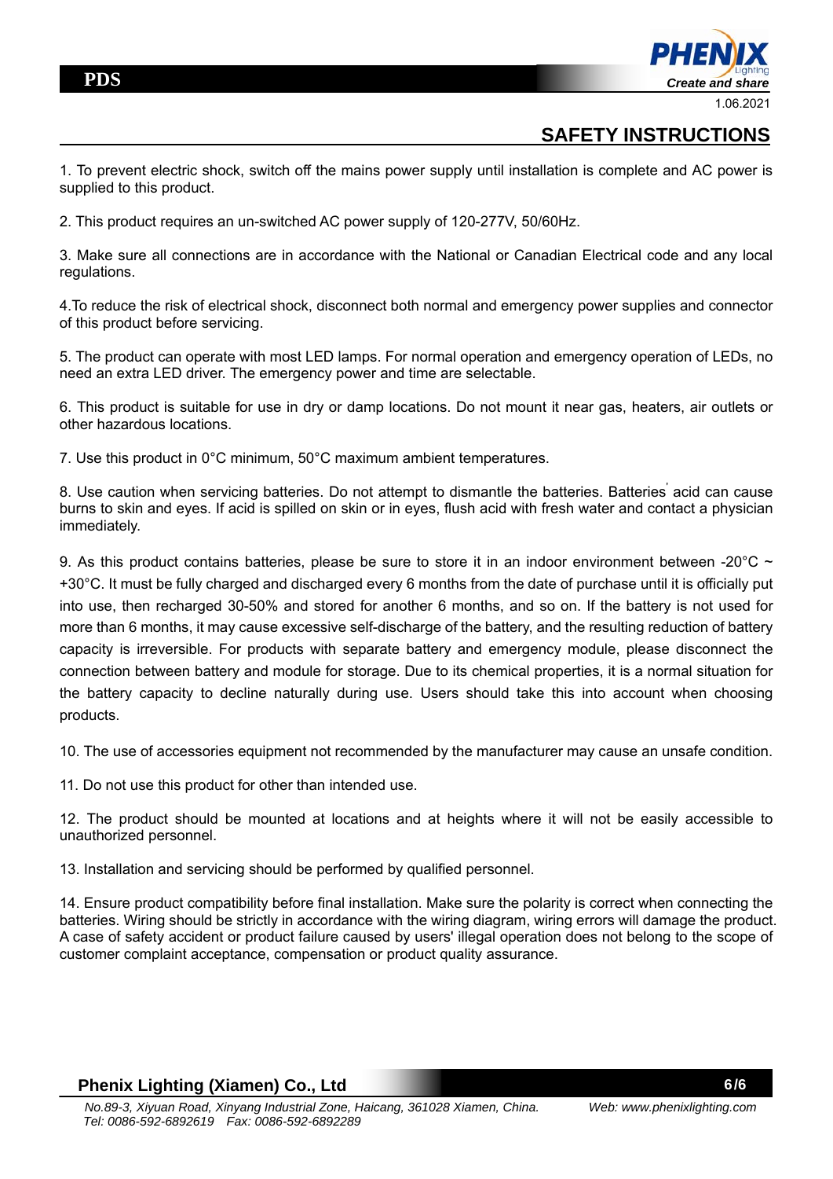## SAFETY INSTRUCTIONS

1. To prevent electric shock, switch off the mains power supply until installation is complete and AC power is supplied to this product.

2. This product requires an un-switched AC power supply of 120-277V, 50/60Hz.

3. Make sure all connections are in accordance with the National or Canadian Electrical code and any local regulations.

4.To reduce the risk of electrical shock, disconnect both normal and emergency power supplies and connector of this product before servicing.

5. The product can operate with most LED lamps. For normal operation and emergency operation of LEDs, no need an extra LED driver. The emergency power and time are selectable.

6. This product is suitable for use in dry or damp locations. Do not mount it near gas, heaters, air outlets or other hazardous locations.

7. Use this product in 0°C minimum, 50°C maximum ambient temperatures.

8. Use caution when servicing batteries. Do not attempt to dismantle the batteries. Batteries' acid can cause burns to skin and eyes. If acid is spilled on skin or in eyes, flush acid with fresh water and contact a physician immediately.

9. As this product contains batteries, please be sure to store it in an indoor environment between -20°C ~ +30°C. It must be fully charged and discharged every 6 months from the date of purchase until it is officially put into use, then recharged 30-50% and stored for another 6 months, and so on. If the battery is not used for more than 6 months, it may cause excessive self-discharge of the battery, and the resulting reduction of battery capacity is irreversible. For products with separate battery and emergency module, please disconnect the connection between battery and module for storage. Due to its chemical properties, it is a normal situation for the battery capacity to decline naturally during use. Users should take this into account when choosing products.

10. The use of accessories equipment not recommended by the manufacturer may cause an unsafe condition.

11. Do not use this product for other than intended use.

12. The product should be mounted at locations and at heights where it will not be easily accessible to unauthorized personnel.

13. Installation and servicing should be performed by qualified personnel.

14. Ensure product compatibility before final installation. Make sure the polarity is correct when connecting the batteries. Wiring should be strictly in accordance with the wiring diagram, wiring errors will damage the product. A case of safety accident or product failure caused by users' illegal operation does not belong to the scope of customer complaint acceptance, compensation or product quality assurance.